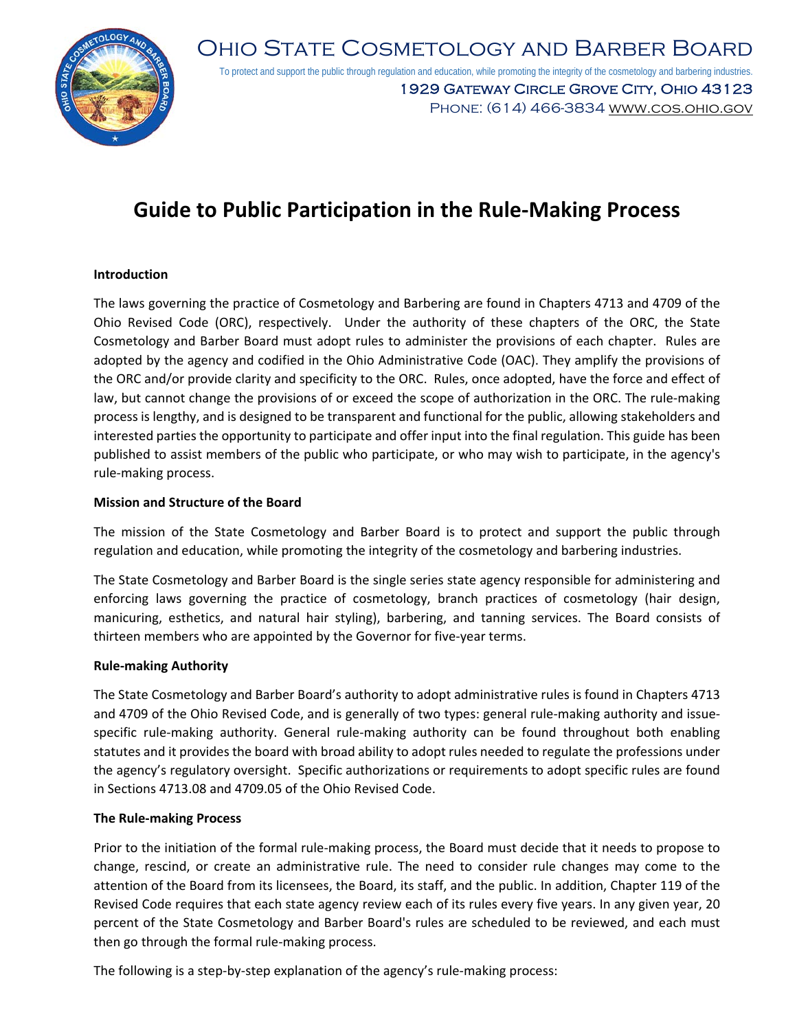# Ohio State Cosmetology and Barber Board

To protect and support the public through regulation and education, while promoting the integrity of the cosmetology and barbering industries.

1929 Gateway Circle Grove City, Ohio 43123
Phone: (614) 466-3834 www.cos.ohio.gov

## Guide to Public Participation in the Rule-Making Process

**Introduction**

The laws governing the practice of Cosmetology and Barbering are found in Chapters 4713 and 4709 of the Ohio Revised Code (ORC), respectively. Under the authority of these chapters of the ORC, the State Cosmetology and Barber Board must adopt rules to administer the provisions of each chapter. Rules are adopted by the agency and codified in the Ohio Administrative Code (OAC). They amplify the provisions of the ORC and/or provide clarity and specificity to the ORC. Rules, once adopted, have the force and effect of law, but cannot change the provisions of or exceed the scope of authorization in the ORC. The rule-making process is lengthy, and is designed to be transparent and functional for the public, allowing stakeholders and interested parties the opportunity to participate and offer input into the final regulation. This guide has been published to assist members of the public who participate, or who may wish to participate, in the agency's rule-making process.

**Mission and Structure of the Board**

The mission of the State Cosmetology and Barber Board is to protect and support the public through regulation and education, while promoting the integrity of the cosmetology and barbering industries.

The State Cosmetology and Barber Board is the single series state agency responsible for administering and enforcing laws governing the practice of cosmetology, branch practices of cosmetology (hair design, manicuring, esthetics, and natural hair styling), barbering, and tanning services. The Board consists of thirteen members who are appointed by the Governor for five-year terms.

**Rule-making Authority**

The State Cosmetology and Barber Board's authority to adopt administrative rules is found in Chapters 4713 and 4709 of the Ohio Revised Code, and is generally of two types: general rule-making authority and issue-specific rule-making authority. General rule-making authority can be found throughout both enabling statutes and it provides the board with broad ability to adopt rules needed to regulate the professions under the agency's regulatory oversight. Specific authorizations or requirements to adopt specific rules are found in Sections 4713.08 and 4709.05 of the Ohio Revised Code.

**The Rule-making Process**

Prior to the initiation of the formal rule-making process, the Board must decide that it needs to propose to change, rescind, or create an administrative rule. The need to consider rule changes may come to the attention of the Board from its licensees, the Board, its staff, and the public. In addition, Chapter 119 of the Revised Code requires that each state agency review each of its rules every five years. In any given year, 20 percent of the State Cosmetology and Barber Board's rules are scheduled to be reviewed, and each must then go through the formal rule-making process.

The following is a step-by-step explanation of the agency's rule-making process: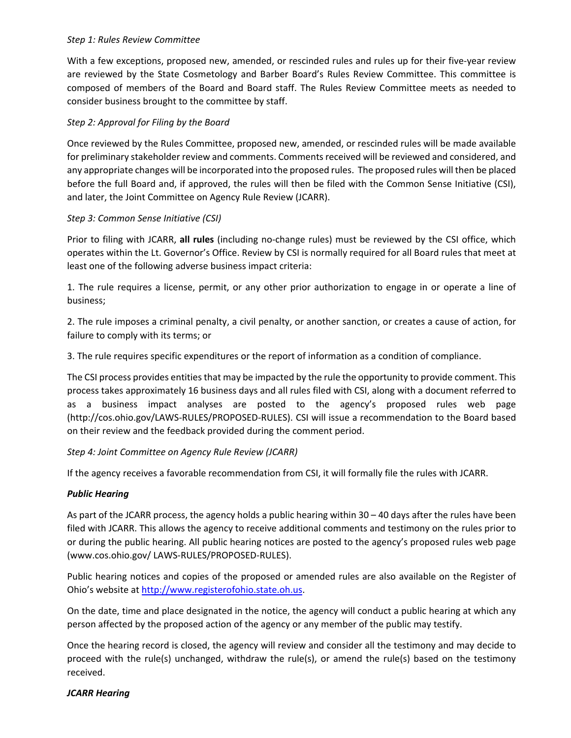*Step 1: Rules Review Committee*

With a few exceptions, proposed new, amended, or rescinded rules and rules up for their five-year review are reviewed by the State Cosmetology and Barber Board's Rules Review Committee. This committee is composed of members of the Board and Board staff. The Rules Review Committee meets as needed to consider business brought to the committee by staff.

*Step 2: Approval for Filing by the Board*

Once reviewed by the Rules Committee, proposed new, amended, or rescinded rules will be made available for preliminary stakeholder review and comments. Comments received will be reviewed and considered, and any appropriate changes will be incorporated into the proposed rules. The proposed rules will then be placed before the full Board and, if approved, the rules will then be filed with the Common Sense Initiative (CSI), and later, the Joint Committee on Agency Rule Review (JCARR).

*Step 3: Common Sense Initiative (CSI)*

Prior to filing with JCARR, **all rules** (including no-change rules) must be reviewed by the CSI office, which operates within the Lt. Governor's Office. Review by CSI is normally required for all Board rules that meet at least one of the following adverse business impact criteria:

1. The rule requires a license, permit, or any other prior authorization to engage in or operate a line of business;

2. The rule imposes a criminal penalty, a civil penalty, or another sanction, or creates a cause of action, for failure to comply with its terms; or

3. The rule requires specific expenditures or the report of information as a condition of compliance.

The CSI process provides entities that may be impacted by the rule the opportunity to provide comment. This process takes approximately 16 business days and all rules filed with CSI, along with a document referred to as a business impact analyses are posted to the agency's proposed rules web page (http://cos.ohio.gov/LAWS-RULES/PROPOSED-RULES). CSI will issue a recommendation to the Board based on their review and the feedback provided during the comment period.

*Step 4: Joint Committee on Agency Rule Review (JCARR)*

If the agency receives a favorable recommendation from CSI, it will formally file the rules with JCARR.

***Public Hearing***

As part of the JCARR process, the agency holds a public hearing within 30 – 40 days after the rules have been filed with JCARR. This allows the agency to receive additional comments and testimony on the rules prior to or during the public hearing. All public hearing notices are posted to the agency's proposed rules web page (www.cos.ohio.gov/ LAWS-RULES/PROPOSED-RULES).

Public hearing notices and copies of the proposed or amended rules are also available on the Register of Ohio's website at http://www.registerofohio.state.oh.us.

On the date, time and place designated in the notice, the agency will conduct a public hearing at which any person affected by the proposed action of the agency or any member of the public may testify.

Once the hearing record is closed, the agency will review and consider all the testimony and may decide to proceed with the rule(s) unchanged, withdraw the rule(s), or amend the rule(s) based on the testimony received.

***JCARR Hearing***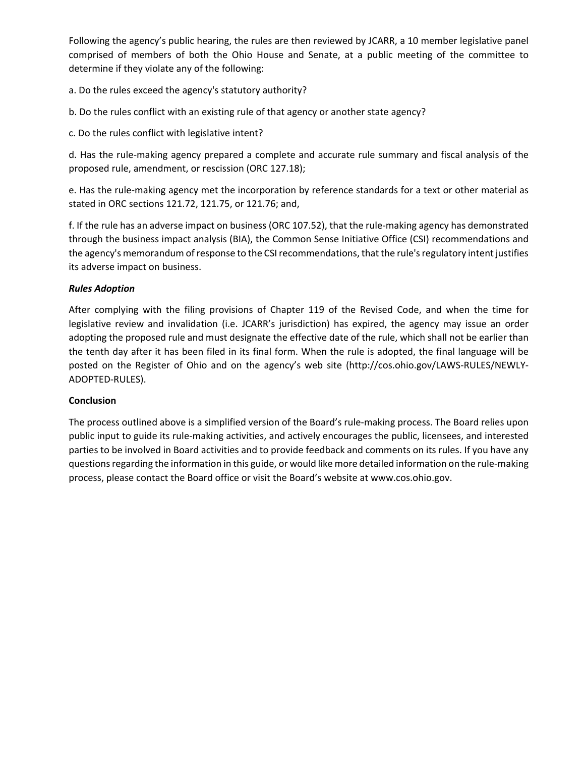Following the agency's public hearing, the rules are then reviewed by JCARR, a 10 member legislative panel comprised of members of both the Ohio House and Senate, at a public meeting of the committee to determine if they violate any of the following:

a. Do the rules exceed the agency's statutory authority?

b. Do the rules conflict with an existing rule of that agency or another state agency?

c. Do the rules conflict with legislative intent?

d. Has the rule-making agency prepared a complete and accurate rule summary and fiscal analysis of the proposed rule, amendment, or rescission (ORC 127.18);

e. Has the rule-making agency met the incorporation by reference standards for a text or other material as stated in ORC sections 121.72, 121.75, or 121.76; and,

f. If the rule has an adverse impact on business (ORC 107.52), that the rule-making agency has demonstrated through the business impact analysis (BIA), the Common Sense Initiative Office (CSI) recommendations and the agency's memorandum of response to the CSI recommendations, that the rule's regulatory intent justifies its adverse impact on business.

***Rules Adoption***

After complying with the filing provisions of Chapter 119 of the Revised Code, and when the time for legislative review and invalidation (i.e. JCARR's jurisdiction) has expired, the agency may issue an order adopting the proposed rule and must designate the effective date of the rule, which shall not be earlier than the tenth day after it has been filed in its final form. When the rule is adopted, the final language will be posted on the Register of Ohio and on the agency's web site (http://cos.ohio.gov/LAWS-RULES/NEWLY-ADOPTED-RULES).

**Conclusion**

The process outlined above is a simplified version of the Board's rule-making process. The Board relies upon public input to guide its rule-making activities, and actively encourages the public, licensees, and interested parties to be involved in Board activities and to provide feedback and comments on its rules. If you have any questions regarding the information in this guide, or would like more detailed information on the rule-making process, please contact the Board office or visit the Board's website at www.cos.ohio.gov.